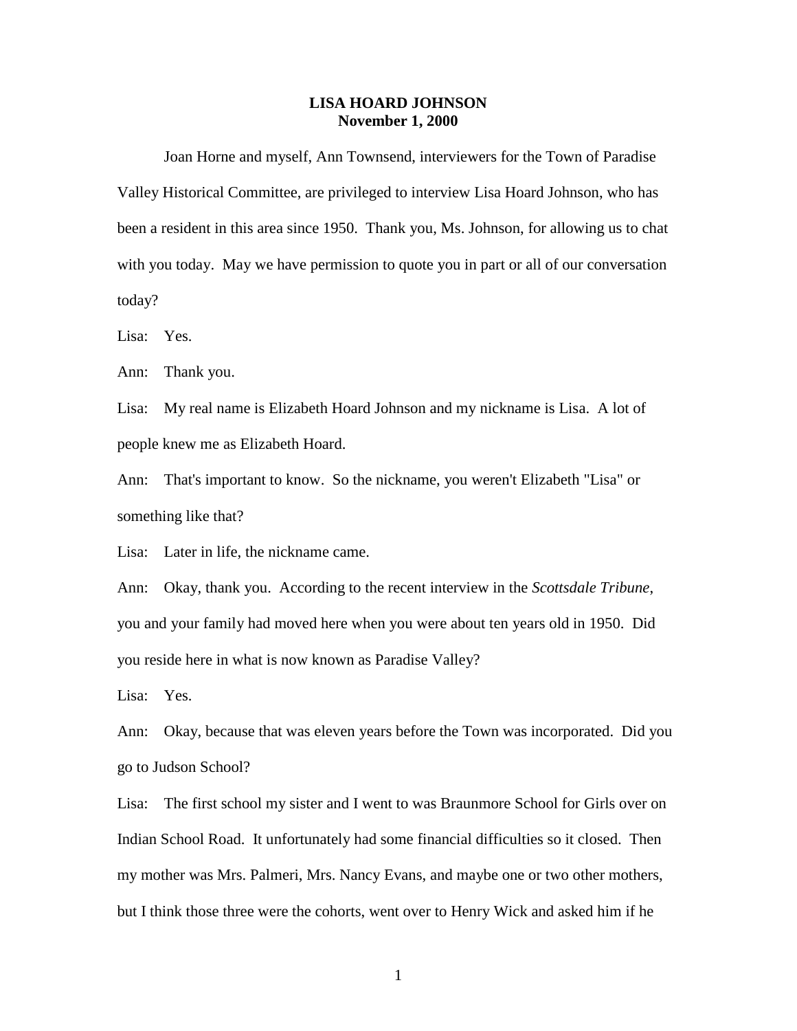# LISA HOARD JOHNSON
## November 1, 2000

Joan Horne and myself, Ann Townsend, interviewers for the Town of Paradise Valley Historical Committee, are privileged to interview Lisa Hoard Johnson, who has been a resident in this area since 1950. Thank you, Ms. Johnson, for allowing us to chat with you today. May we have permission to quote you in part or all of our conversation today?

Lisa: Yes.

Ann: Thank you.

Lisa: My real name is Elizabeth Hoard Johnson and my nickname is Lisa. A lot of people knew me as Elizabeth Hoard.

Ann: That's important to know. So the nickname, you weren't Elizabeth "Lisa" or something like that?

Lisa: Later in life, the nickname came.

Ann: Okay, thank you. According to the recent interview in the *Scottsdale Tribune*, you and your family had moved here when you were about ten years old in 1950. Did you reside here in what is now known as Paradise Valley?

Lisa: Yes.

Ann: Okay, because that was eleven years before the Town was incorporated. Did you go to Judson School?

Lisa: The first school my sister and I went to was Braunmore School for Girls over on Indian School Road. It unfortunately had some financial difficulties so it closed. Then my mother was Mrs. Palmeri, Mrs. Nancy Evans, and maybe one or two other mothers, but I think those three were the cohorts, went over to Henry Wick and asked him if he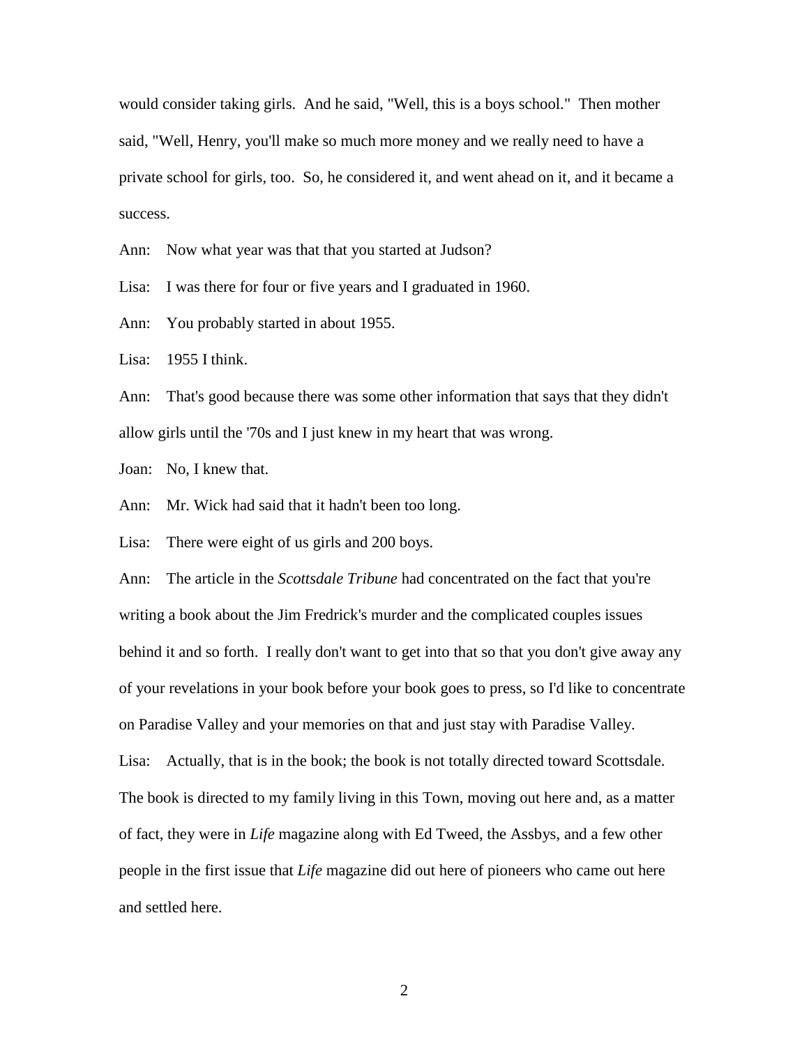would consider taking girls. And he said, "Well, this is a boys school." Then mother said, "Well, Henry, you'll make so much more money and we really need to have a private school for girls, too. So, he considered it, and went ahead on it, and it became a success.

Ann: Now what year was that that you started at Judson?

Lisa: I was there for four or five years and I graduated in 1960.

Ann: You probably started in about 1955.

Lisa: 1955 I think.

Ann: That's good because there was some other information that says that they didn't allow girls until the '70s and I just knew in my heart that was wrong.

Joan: No, I knew that.

Ann: Mr. Wick had said that it hadn't been too long.

Lisa: There were eight of us girls and 200 boys.

Ann: The article in the *Scottsdale Tribune* had concentrated on the fact that you're writing a book about the Jim Fredrick's murder and the complicated couples issues behind it and so forth. I really don't want to get into that so that you don't give away any of your revelations in your book before your book goes to press, so I'd like to concentrate on Paradise Valley and your memories on that and just stay with Paradise Valley.

Lisa: Actually, that is in the book; the book is not totally directed toward Scottsdale. The book is directed to my family living in this Town, moving out here and, as a matter of fact, they were in *Life* magazine along with Ed Tweed, the Assbys, and a few other people in the first issue that *Life* magazine did out here of pioneers who came out here and settled here.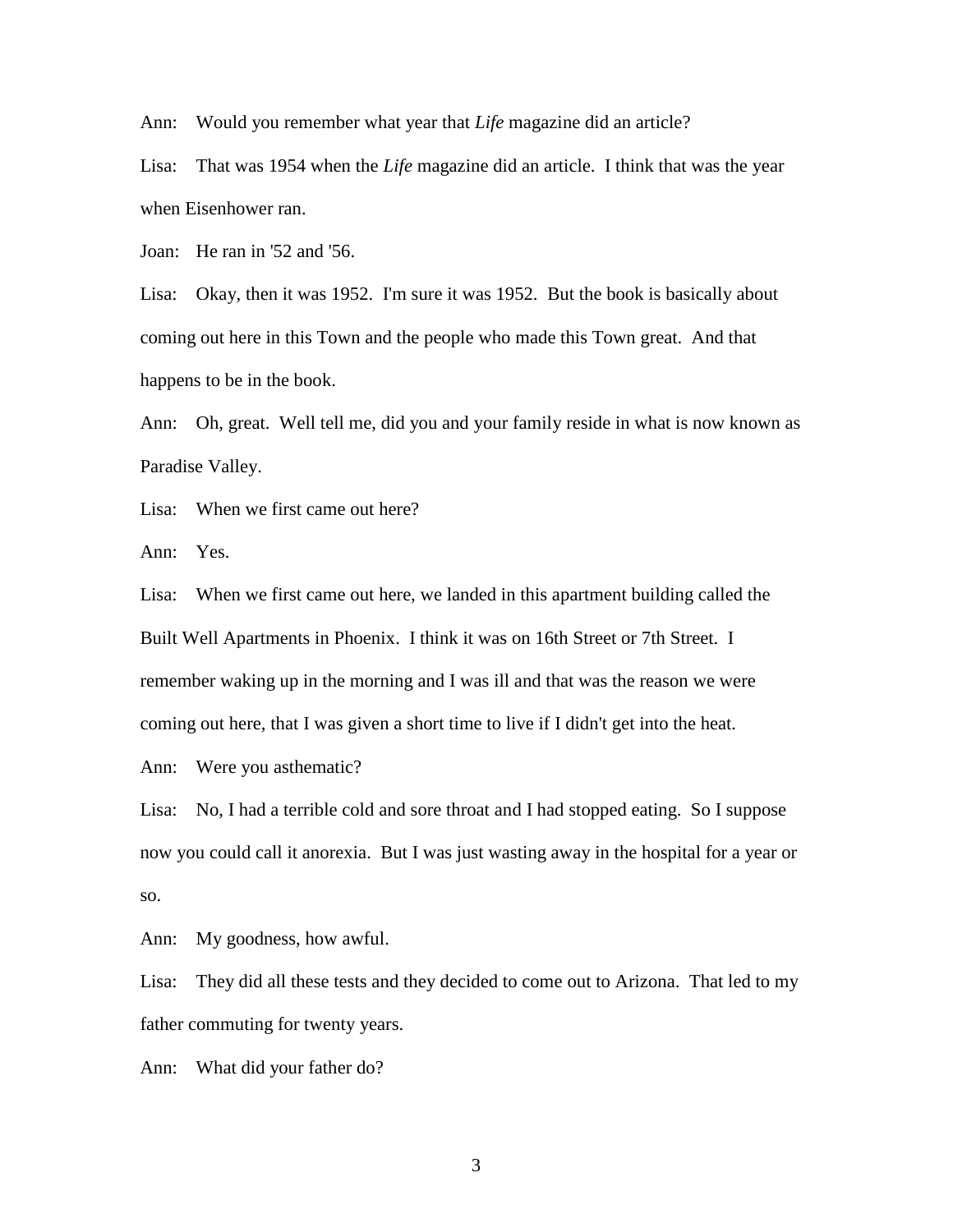Ann: Would you remember what year that *Life* magazine did an article?

Lisa: That was 1954 when the *Life* magazine did an article. I think that was the year when Eisenhower ran.

Joan: He ran in '52 and '56.

Lisa: Okay, then it was 1952. I'm sure it was 1952. But the book is basically about coming out here in this Town and the people who made this Town great. And that happens to be in the book.

Ann: Oh, great. Well tell me, did you and your family reside in what is now known as Paradise Valley.

Lisa: When we first came out here?

Ann: Yes.

Lisa: When we first came out here, we landed in this apartment building called the Built Well Apartments in Phoenix. I think it was on 16th Street or 7th Street. I remember waking up in the morning and I was ill and that was the reason we were coming out here, that I was given a short time to live if I didn't get into the heat.

Ann: Were you asthematic?

Lisa: No, I had a terrible cold and sore throat and I had stopped eating. So I suppose now you could call it anorexia. But I was just wasting away in the hospital for a year or so.

Ann: My goodness, how awful.

Lisa: They did all these tests and they decided to come out to Arizona. That led to my father commuting for twenty years.

Ann: What did your father do?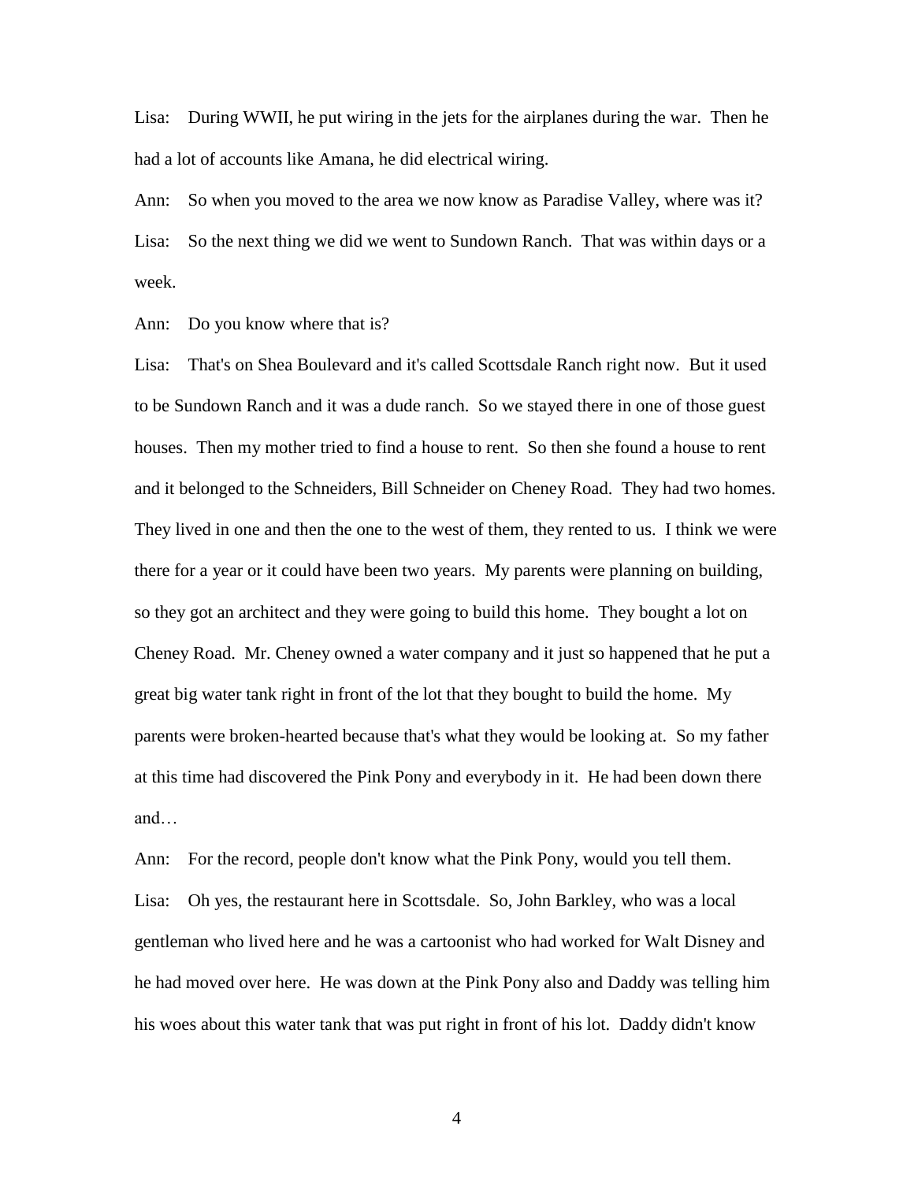Lisa: During WWII, he put wiring in the jets for the airplanes during the war. Then he had a lot of accounts like Amana, he did electrical wiring.

Ann: So when you moved to the area we now know as Paradise Valley, where was it?

Lisa: So the next thing we did we went to Sundown Ranch. That was within days or a week.

Ann: Do you know where that is?

Lisa: That's on Shea Boulevard and it's called Scottsdale Ranch right now. But it used to be Sundown Ranch and it was a dude ranch. So we stayed there in one of those guest houses. Then my mother tried to find a house to rent. So then she found a house to rent and it belonged to the Schneiders, Bill Schneider on Cheney Road. They had two homes. They lived in one and then the one to the west of them, they rented to us. I think we were there for a year or it could have been two years. My parents were planning on building, so they got an architect and they were going to build this home. They bought a lot on Cheney Road. Mr. Cheney owned a water company and it just so happened that he put a great big water tank right in front of the lot that they bought to build the home. My parents were broken-hearted because that's what they would be looking at. So my father at this time had discovered the Pink Pony and everybody in it. He had been down there and…

Ann: For the record, people don't know what the Pink Pony, would you tell them.

Lisa: Oh yes, the restaurant here in Scottsdale. So, John Barkley, who was a local gentleman who lived here and he was a cartoonist who had worked for Walt Disney and he had moved over here. He was down at the Pink Pony also and Daddy was telling him his woes about this water tank that was put right in front of his lot. Daddy didn't know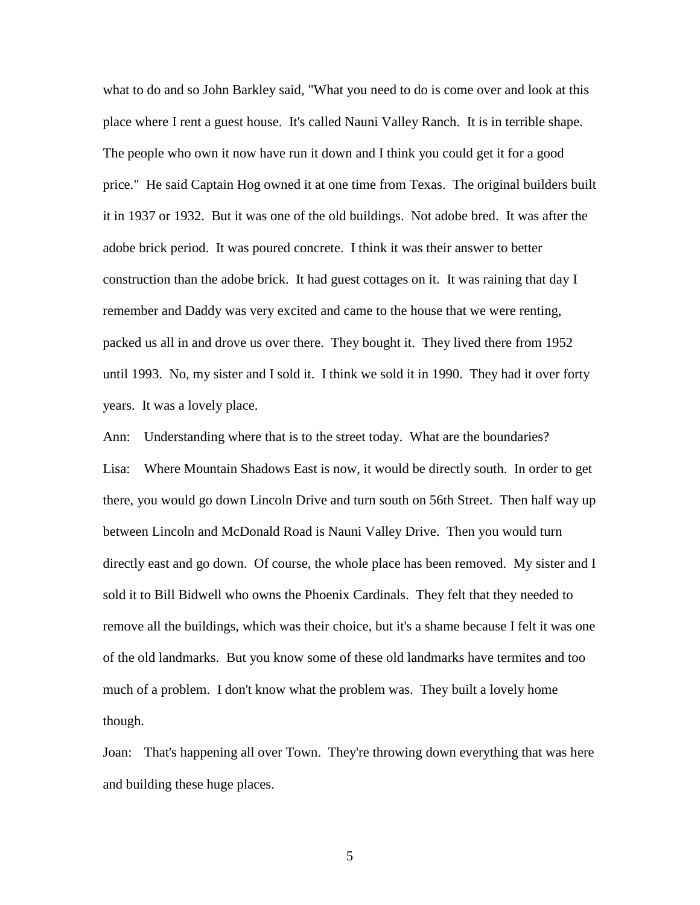what to do and so John Barkley said, "What you need to do is come over and look at this place where I rent a guest house. It's called Nauni Valley Ranch. It is in terrible shape. The people who own it now have run it down and I think you could get it for a good price." He said Captain Hog owned it at one time from Texas. The original builders built it in 1937 or 1932. But it was one of the old buildings. Not adobe bred. It was after the adobe brick period. It was poured concrete. I think it was their answer to better construction than the adobe brick. It had guest cottages on it. It was raining that day I remember and Daddy was very excited and came to the house that we were renting, packed us all in and drove us over there. They bought it. They lived there from 1952 until 1993. No, my sister and I sold it. I think we sold it in 1990. They had it over forty years. It was a lovely place.

Ann: Understanding where that is to the street today. What are the boundaries?

Lisa: Where Mountain Shadows East is now, it would be directly south. In order to get there, you would go down Lincoln Drive and turn south on 56th Street. Then half way up between Lincoln and McDonald Road is Nauni Valley Drive. Then you would turn directly east and go down. Of course, the whole place has been removed. My sister and I sold it to Bill Bidwell who owns the Phoenix Cardinals. They felt that they needed to remove all the buildings, which was their choice, but it's a shame because I felt it was one of the old landmarks. But you know some of these old landmarks have termites and too much of a problem. I don't know what the problem was. They built a lovely home though.

Joan: That's happening all over Town. They're throwing down everything that was here and building these huge places.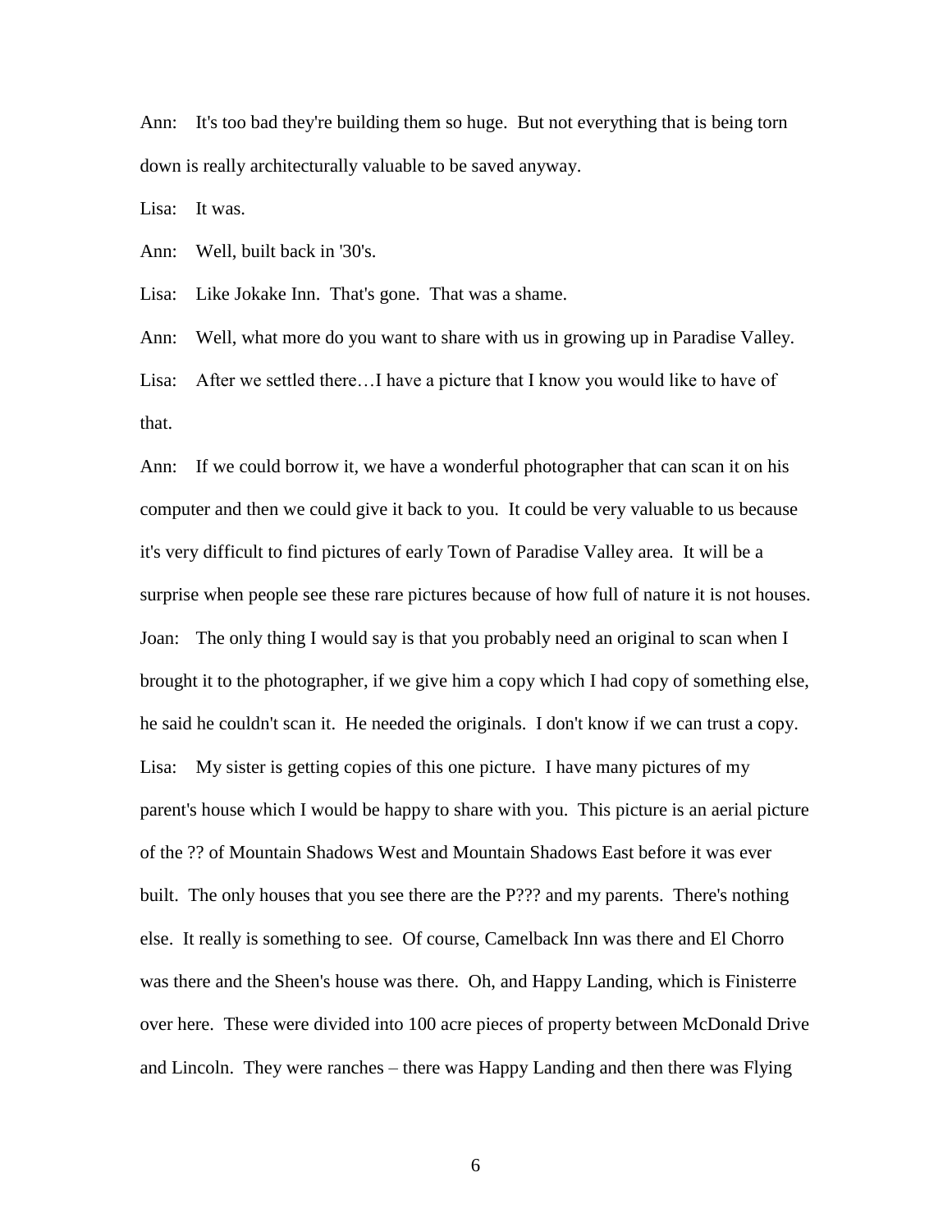Ann: It's too bad they're building them so huge. But not everything that is being torn down is really architecturally valuable to be saved anyway.

Lisa: It was.

Ann: Well, built back in '30's.

Lisa: Like Jokake Inn. That's gone. That was a shame.

Ann: Well, what more do you want to share with us in growing up in Paradise Valley.

Lisa: After we settled there…I have a picture that I know you would like to have of that.

Ann: If we could borrow it, we have a wonderful photographer that can scan it on his computer and then we could give it back to you. It could be very valuable to us because it's very difficult to find pictures of early Town of Paradise Valley area. It will be a surprise when people see these rare pictures because of how full of nature it is not houses.

Joan: The only thing I would say is that you probably need an original to scan when I brought it to the photographer, if we give him a copy which I had copy of something else, he said he couldn't scan it. He needed the originals. I don't know if we can trust a copy.

Lisa: My sister is getting copies of this one picture. I have many pictures of my parent's house which I would be happy to share with you. This picture is an aerial picture of the ?? of Mountain Shadows West and Mountain Shadows East before it was ever built. The only houses that you see there are the P??? and my parents. There's nothing else. It really is something to see. Of course, Camelback Inn was there and El Chorro was there and the Sheen's house was there. Oh, and Happy Landing, which is Finisterre over here. These were divided into 100 acre pieces of property between McDonald Drive and Lincoln. They were ranches – there was Happy Landing and then there was Flying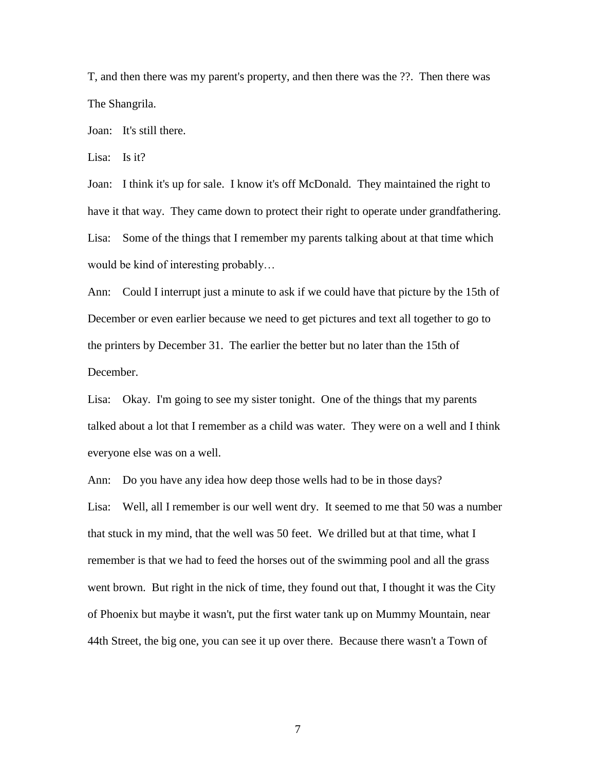T, and then there was my parent's property, and then there was the ??. Then there was The Shangrila.

Joan: It's still there.

Lisa: Is it?

Joan: I think it's up for sale. I know it's off McDonald. They maintained the right to have it that way. They came down to protect their right to operate under grandfathering.

Lisa: Some of the things that I remember my parents talking about at that time which would be kind of interesting probably…

Ann: Could I interrupt just a minute to ask if we could have that picture by the 15th of December or even earlier because we need to get pictures and text all together to go to the printers by December 31. The earlier the better but no later than the 15th of December.

Lisa: Okay. I'm going to see my sister tonight. One of the things that my parents talked about a lot that I remember as a child was water. They were on a well and I think everyone else was on a well.

Ann: Do you have any idea how deep those wells had to be in those days?

Lisa: Well, all I remember is our well went dry. It seemed to me that 50 was a number that stuck in my mind, that the well was 50 feet. We drilled but at that time, what I remember is that we had to feed the horses out of the swimming pool and all the grass went brown. But right in the nick of time, they found out that, I thought it was the City of Phoenix but maybe it wasn't, put the first water tank up on Mummy Mountain, near 44th Street, the big one, you can see it up over there. Because there wasn't a Town of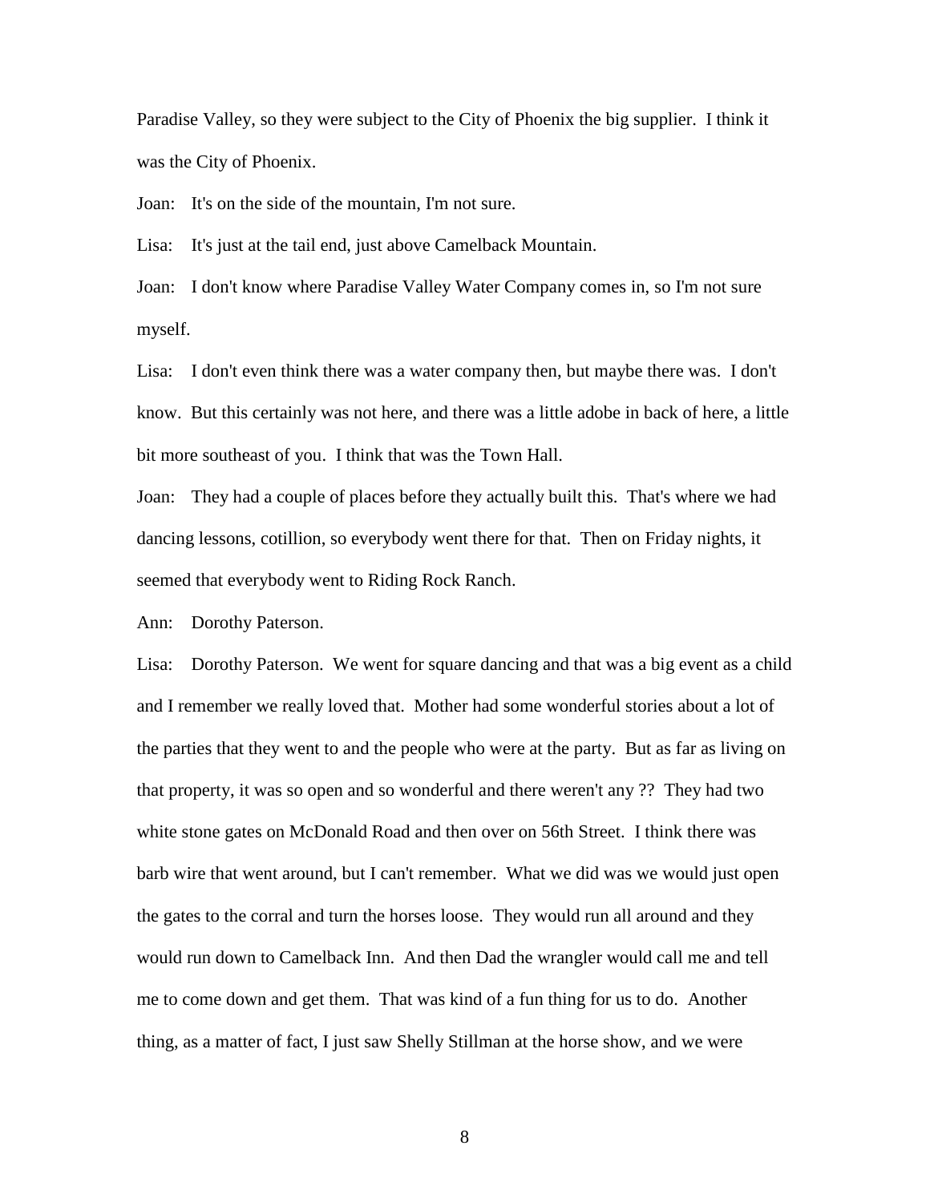Paradise Valley, so they were subject to the City of Phoenix the big supplier. I think it was the City of Phoenix.

Joan: It's on the side of the mountain, I'm not sure.

Lisa: It's just at the tail end, just above Camelback Mountain.

Joan: I don't know where Paradise Valley Water Company comes in, so I'm not sure myself.

Lisa: I don't even think there was a water company then, but maybe there was. I don't know. But this certainly was not here, and there was a little adobe in back of here, a little bit more southeast of you. I think that was the Town Hall.

Joan: They had a couple of places before they actually built this. That's where we had dancing lessons, cotillion, so everybody went there for that. Then on Friday nights, it seemed that everybody went to Riding Rock Ranch.

Ann: Dorothy Paterson.

Lisa: Dorothy Paterson. We went for square dancing and that was a big event as a child and I remember we really loved that. Mother had some wonderful stories about a lot of the parties that they went to and the people who were at the party. But as far as living on that property, it was so open and so wonderful and there weren't any ?? They had two white stone gates on McDonald Road and then over on 56th Street. I think there was barb wire that went around, but I can't remember. What we did was we would just open the gates to the corral and turn the horses loose. They would run all around and they would run down to Camelback Inn. And then Dad the wrangler would call me and tell me to come down and get them. That was kind of a fun thing for us to do. Another thing, as a matter of fact, I just saw Shelly Stillman at the horse show, and we were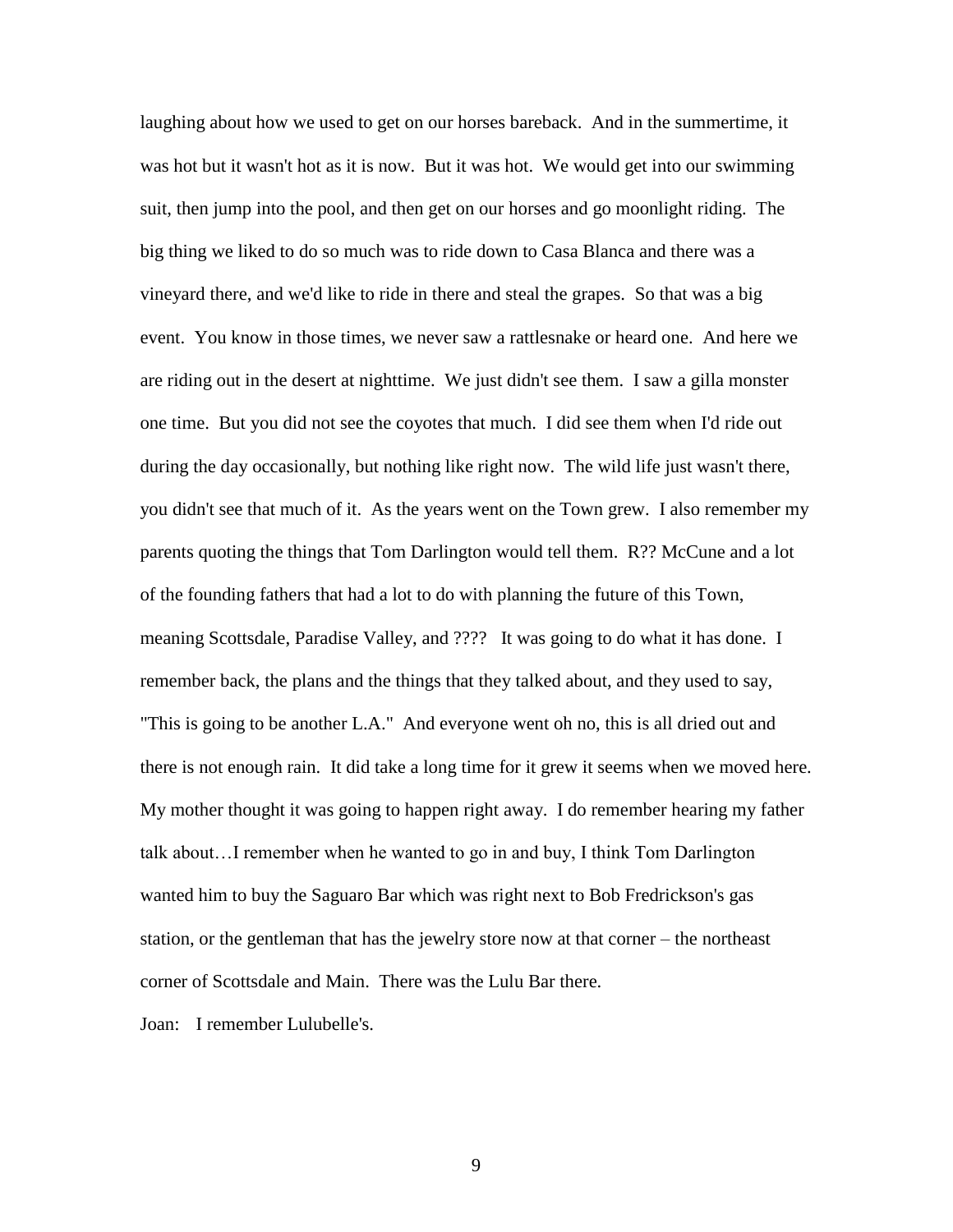laughing about how we used to get on our horses bareback. And in the summertime, it was hot but it wasn't hot as it is now. But it was hot. We would get into our swimming suit, then jump into the pool, and then get on our horses and go moonlight riding. The big thing we liked to do so much was to ride down to Casa Blanca and there was a vineyard there, and we'd like to ride in there and steal the grapes. So that was a big event. You know in those times, we never saw a rattlesnake or heard one. And here we are riding out in the desert at nighttime. We just didn't see them. I saw a gilla monster one time. But you did not see the coyotes that much. I did see them when I'd ride out during the day occasionally, but nothing like right now. The wild life just wasn't there, you didn't see that much of it. As the years went on the Town grew. I also remember my parents quoting the things that Tom Darlington would tell them. R?? McCune and a lot of the founding fathers that had a lot to do with planning the future of this Town, meaning Scottsdale, Paradise Valley, and ???? It was going to do what it has done. I remember back, the plans and the things that they talked about, and they used to say, "This is going to be another L.A." And everyone went oh no, this is all dried out and there is not enough rain. It did take a long time for it grew it seems when we moved here. My mother thought it was going to happen right away. I do remember hearing my father talk about…I remember when he wanted to go in and buy, I think Tom Darlington wanted him to buy the Saguaro Bar which was right next to Bob Fredrickson's gas station, or the gentleman that has the jewelry store now at that corner – the northeast corner of Scottsdale and Main. There was the Lulu Bar there.

Joan: I remember Lulubelle's.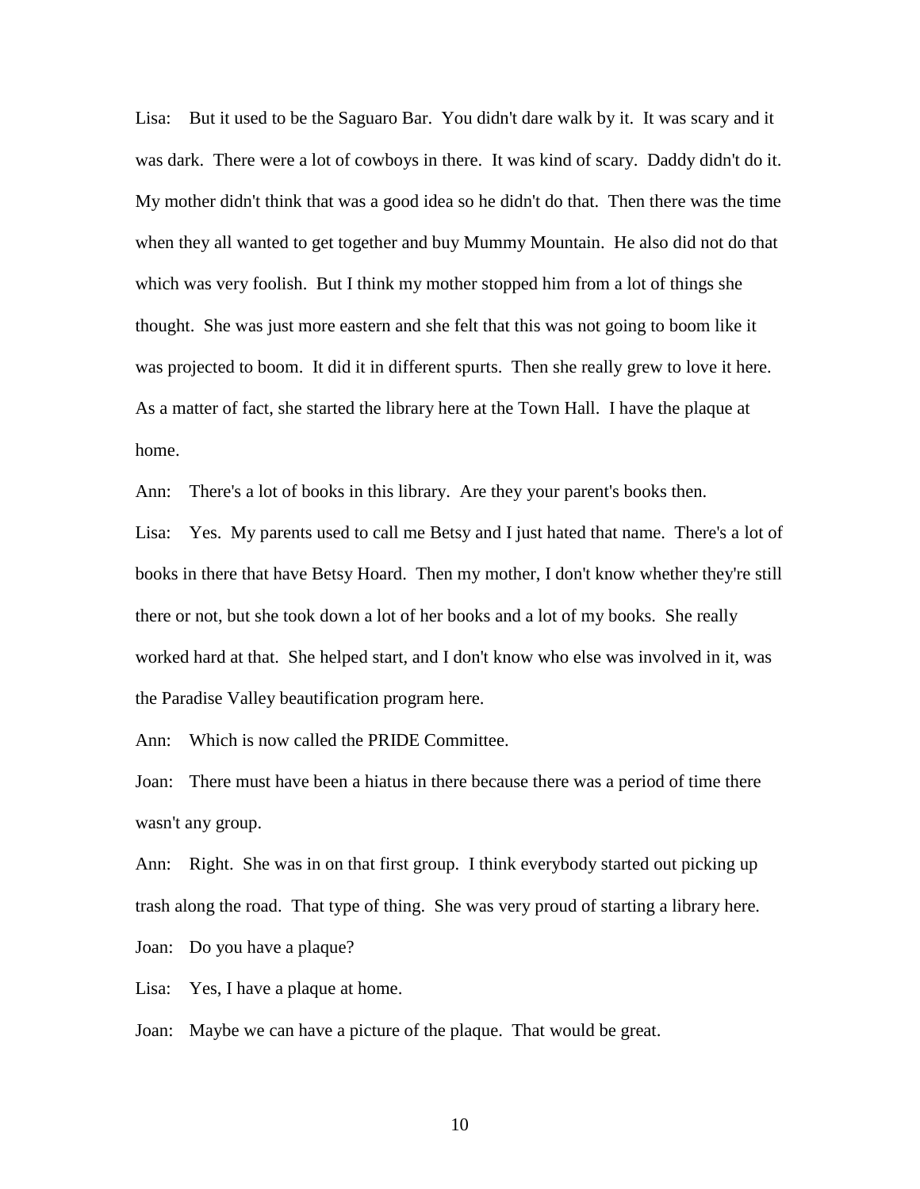Lisa: But it used to be the Saguaro Bar. You didn't dare walk by it. It was scary and it was dark. There were a lot of cowboys in there. It was kind of scary. Daddy didn't do it. My mother didn't think that was a good idea so he didn't do that. Then there was the time when they all wanted to get together and buy Mummy Mountain. He also did not do that which was very foolish. But I think my mother stopped him from a lot of things she thought. She was just more eastern and she felt that this was not going to boom like it was projected to boom. It did it in different spurts. Then she really grew to love it here. As a matter of fact, she started the library here at the Town Hall. I have the plaque at home.

Ann: There's a lot of books in this library. Are they your parent's books then.

Lisa: Yes. My parents used to call me Betsy and I just hated that name. There's a lot of books in there that have Betsy Hoard. Then my mother, I don't know whether they're still there or not, but she took down a lot of her books and a lot of my books. She really worked hard at that. She helped start, and I don't know who else was involved in it, was the Paradise Valley beautification program here.

Ann: Which is now called the PRIDE Committee.

Joan: There must have been a hiatus in there because there was a period of time there wasn't any group.

Ann: Right. She was in on that first group. I think everybody started out picking up trash along the road. That type of thing. She was very proud of starting a library here.

Joan: Do you have a plaque?

Lisa: Yes, I have a plaque at home.

Joan: Maybe we can have a picture of the plaque. That would be great.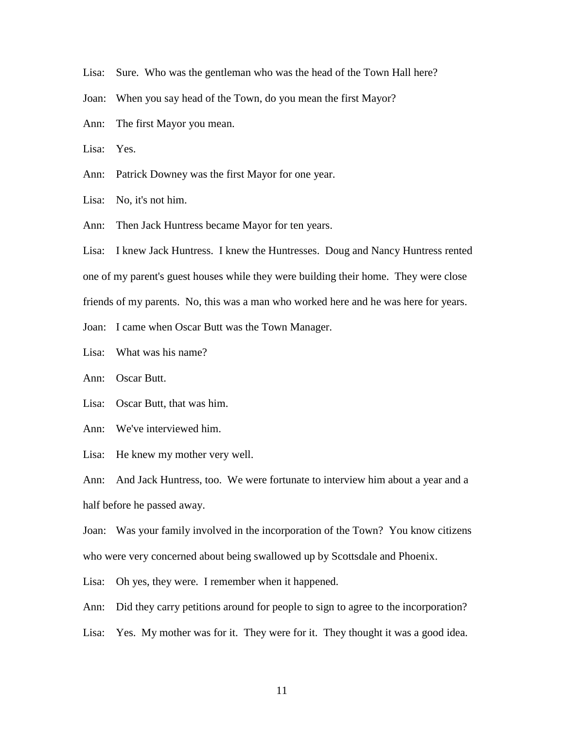Lisa: Sure. Who was the gentleman who was the head of the Town Hall here?

Joan: When you say head of the Town, do you mean the first Mayor?

Ann: The first Mayor you mean.

Lisa: Yes.

Ann: Patrick Downey was the first Mayor for one year.

Lisa: No, it's not him.

Ann: Then Jack Huntress became Mayor for ten years.

Lisa: I knew Jack Huntress. I knew the Huntresses. Doug and Nancy Huntress rented one of my parent's guest houses while they were building their home. They were close friends of my parents. No, this was a man who worked here and he was here for years.

Joan: I came when Oscar Butt was the Town Manager.

Lisa: What was his name?

Ann: Oscar Butt.

Lisa: Oscar Butt, that was him.

Ann: We've interviewed him.

Lisa: He knew my mother very well.

Ann: And Jack Huntress, too. We were fortunate to interview him about a year and a half before he passed away.

Joan: Was your family involved in the incorporation of the Town? You know citizens who were very concerned about being swallowed up by Scottsdale and Phoenix.

Lisa: Oh yes, they were. I remember when it happened.

Ann: Did they carry petitions around for people to sign to agree to the incorporation?

Lisa: Yes. My mother was for it. They were for it. They thought it was a good idea.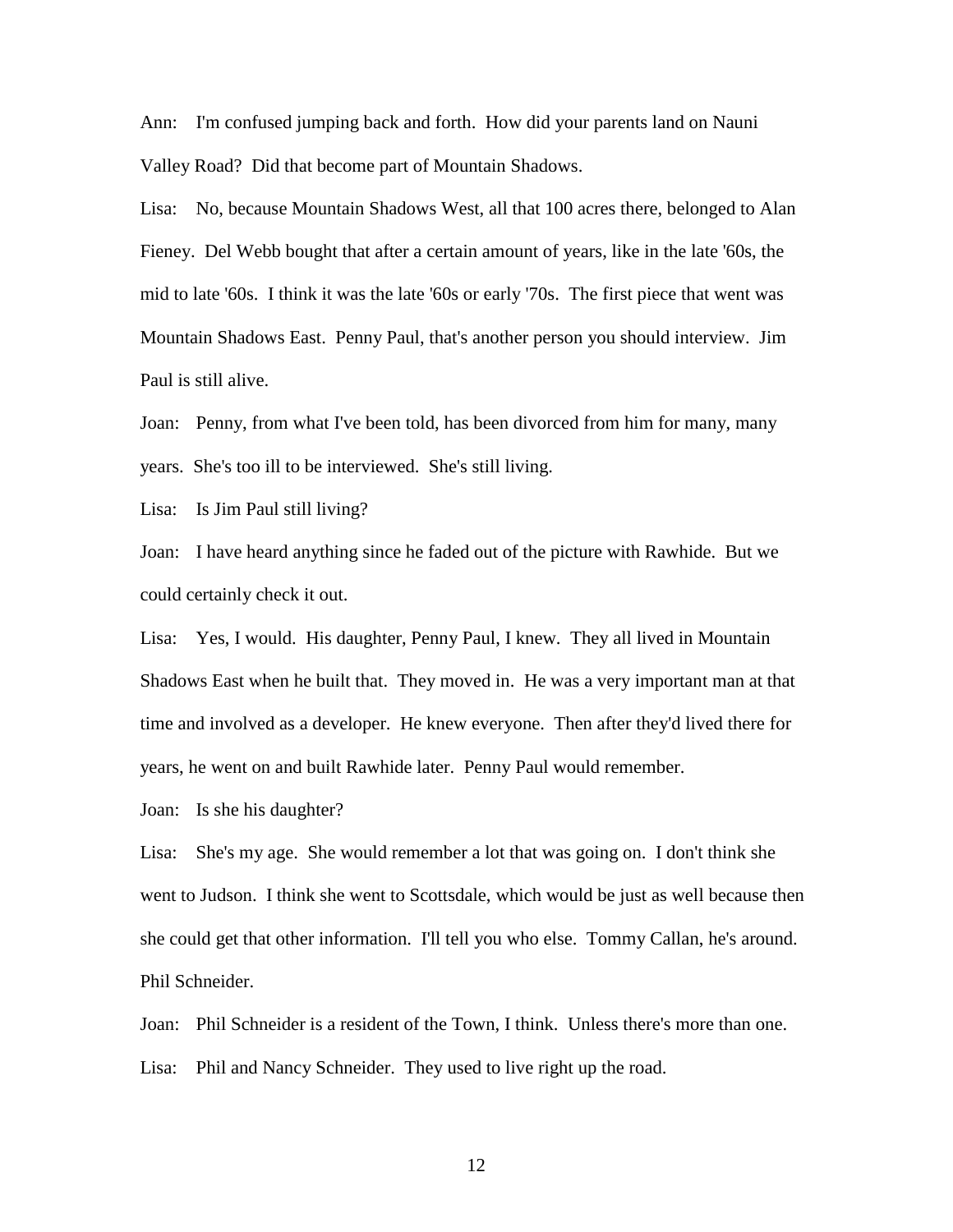Ann: I'm confused jumping back and forth. How did your parents land on Nauni Valley Road? Did that become part of Mountain Shadows.

Lisa: No, because Mountain Shadows West, all that 100 acres there, belonged to Alan Fieney. Del Webb bought that after a certain amount of years, like in the late '60s, the mid to late '60s. I think it was the late '60s or early '70s. The first piece that went was Mountain Shadows East. Penny Paul, that's another person you should interview. Jim Paul is still alive.

Joan: Penny, from what I've been told, has been divorced from him for many, many years. She's too ill to be interviewed. She's still living.

Lisa: Is Jim Paul still living?

Joan: I have heard anything since he faded out of the picture with Rawhide. But we could certainly check it out.

Lisa: Yes, I would. His daughter, Penny Paul, I knew. They all lived in Mountain Shadows East when he built that. They moved in. He was a very important man at that time and involved as a developer. He knew everyone. Then after they'd lived there for years, he went on and built Rawhide later. Penny Paul would remember.

Joan: Is she his daughter?

Lisa: She's my age. She would remember a lot that was going on. I don't think she went to Judson. I think she went to Scottsdale, which would be just as well because then she could get that other information. I'll tell you who else. Tommy Callan, he's around. Phil Schneider.

Joan: Phil Schneider is a resident of the Town, I think. Unless there's more than one.

Lisa: Phil and Nancy Schneider. They used to live right up the road.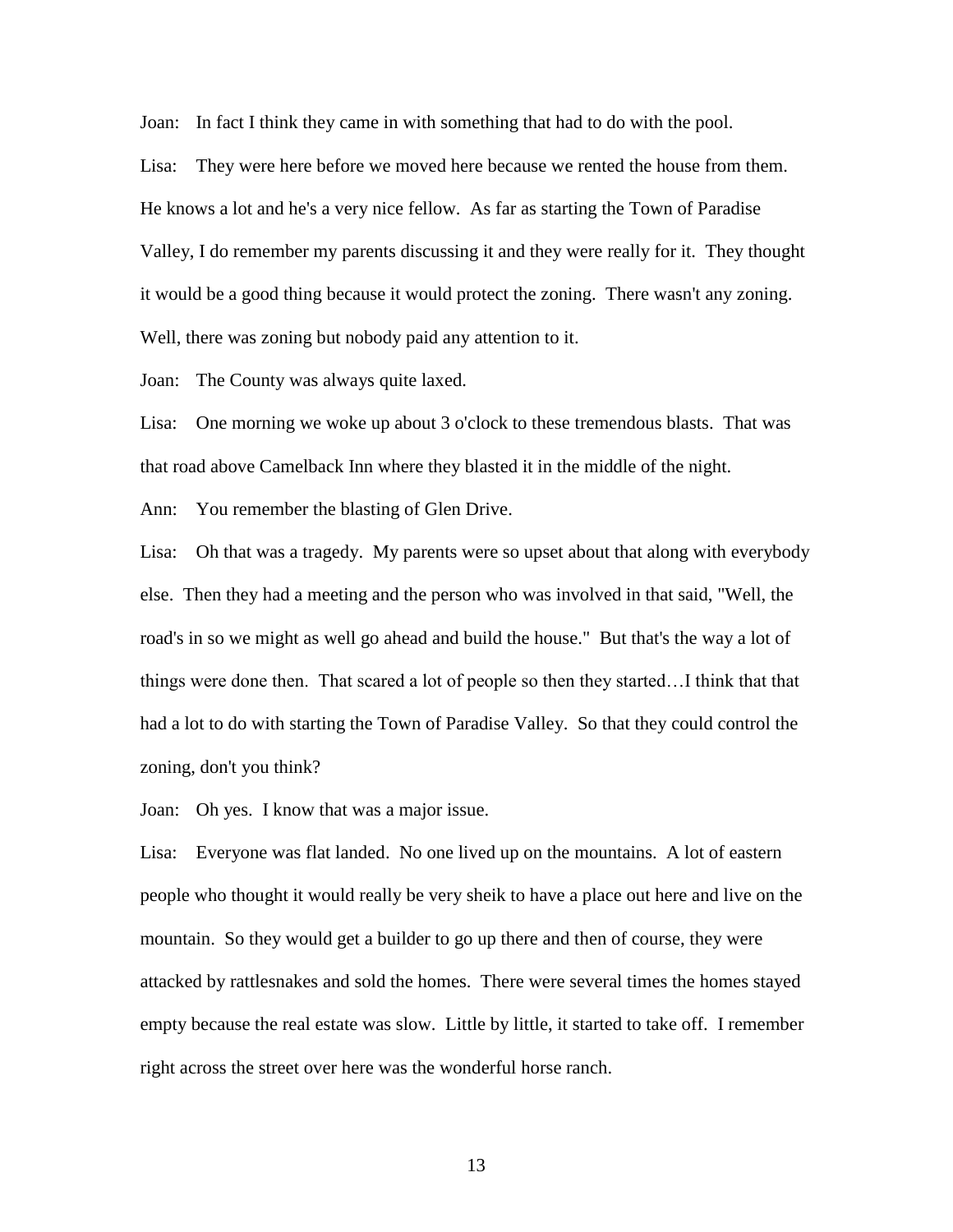Joan: In fact I think they came in with something that had to do with the pool.

Lisa: They were here before we moved here because we rented the house from them. He knows a lot and he's a very nice fellow. As far as starting the Town of Paradise Valley, I do remember my parents discussing it and they were really for it. They thought it would be a good thing because it would protect the zoning. There wasn't any zoning. Well, there was zoning but nobody paid any attention to it.

Joan: The County was always quite laxed.

Lisa: One morning we woke up about 3 o'clock to these tremendous blasts. That was that road above Camelback Inn where they blasted it in the middle of the night.

Ann: You remember the blasting of Glen Drive.

Lisa: Oh that was a tragedy. My parents were so upset about that along with everybody else. Then they had a meeting and the person who was involved in that said, "Well, the road's in so we might as well go ahead and build the house." But that's the way a lot of things were done then. That scared a lot of people so then they started…I think that that had a lot to do with starting the Town of Paradise Valley. So that they could control the zoning, don't you think?

Joan: Oh yes. I know that was a major issue.

Lisa: Everyone was flat landed. No one lived up on the mountains. A lot of eastern people who thought it would really be very sheik to have a place out here and live on the mountain. So they would get a builder to go up there and then of course, they were attacked by rattlesnakes and sold the homes. There were several times the homes stayed empty because the real estate was slow. Little by little, it started to take off. I remember right across the street over here was the wonderful horse ranch.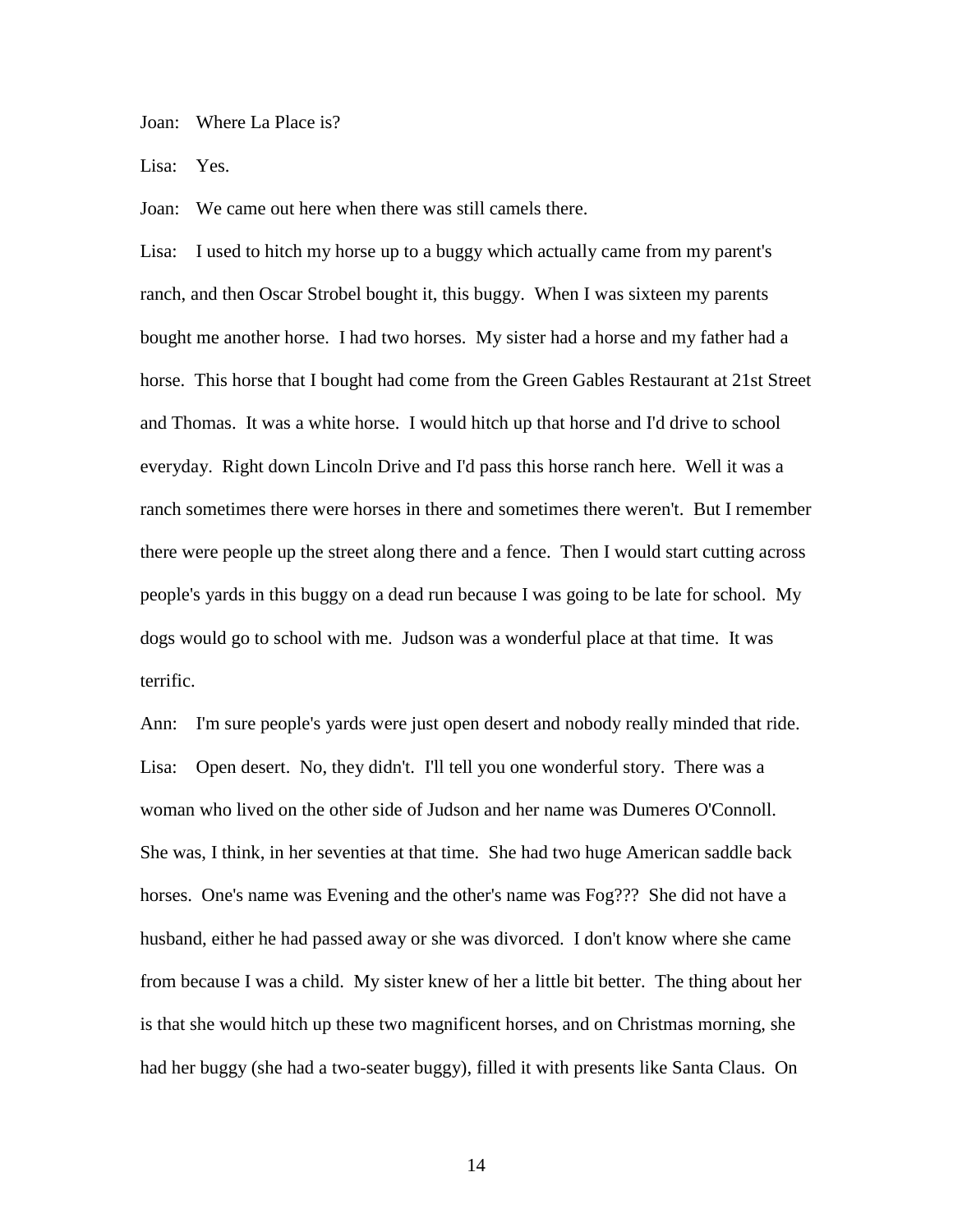Joan: Where La Place is?

Lisa: Yes.

Joan: We came out here when there was still camels there.

Lisa: I used to hitch my horse up to a buggy which actually came from my parent's ranch, and then Oscar Strobel bought it, this buggy. When I was sixteen my parents bought me another horse. I had two horses. My sister had a horse and my father had a horse. This horse that I bought had come from the Green Gables Restaurant at 21st Street and Thomas. It was a white horse. I would hitch up that horse and I'd drive to school everyday. Right down Lincoln Drive and I'd pass this horse ranch here. Well it was a ranch sometimes there were horses in there and sometimes there weren't. But I remember there were people up the street along there and a fence. Then I would start cutting across people's yards in this buggy on a dead run because I was going to be late for school. My dogs would go to school with me. Judson was a wonderful place at that time. It was terrific.

Ann: I'm sure people's yards were just open desert and nobody really minded that ride.

Lisa: Open desert. No, they didn't. I'll tell you one wonderful story. There was a woman who lived on the other side of Judson and her name was Dumeres O'Connoll. She was, I think, in her seventies at that time. She had two huge American saddle back horses. One's name was Evening and the other's name was Fog??? She did not have a husband, either he had passed away or she was divorced. I don't know where she came from because I was a child. My sister knew of her a little bit better. The thing about her is that she would hitch up these two magnificent horses, and on Christmas morning, she had her buggy (she had a two-seater buggy), filled it with presents like Santa Claus. On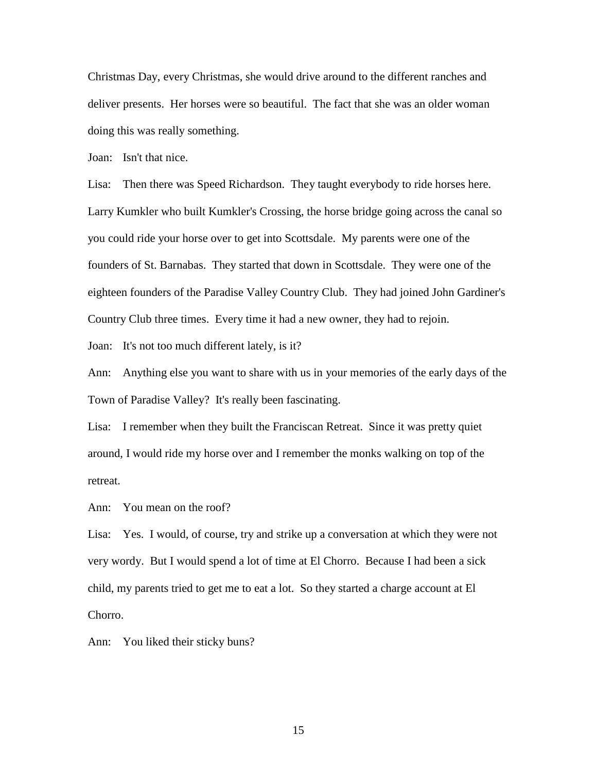Christmas Day, every Christmas, she would drive around to the different ranches and deliver presents. Her horses were so beautiful. The fact that she was an older woman doing this was really something.

Joan: Isn't that nice.

Lisa: Then there was Speed Richardson. They taught everybody to ride horses here. Larry Kumkler who built Kumkler's Crossing, the horse bridge going across the canal so you could ride your horse over to get into Scottsdale. My parents were one of the founders of St. Barnabas. They started that down in Scottsdale. They were one of the eighteen founders of the Paradise Valley Country Club. They had joined John Gardiner's Country Club three times. Every time it had a new owner, they had to rejoin.

Joan: It's not too much different lately, is it?

Ann: Anything else you want to share with us in your memories of the early days of the Town of Paradise Valley? It's really been fascinating.

Lisa: I remember when they built the Franciscan Retreat. Since it was pretty quiet around, I would ride my horse over and I remember the monks walking on top of the retreat.

Ann: You mean on the roof?

Lisa: Yes. I would, of course, try and strike up a conversation at which they were not very wordy. But I would spend a lot of time at El Chorro. Because I had been a sick child, my parents tried to get me to eat a lot. So they started a charge account at El Chorro.

Ann: You liked their sticky buns?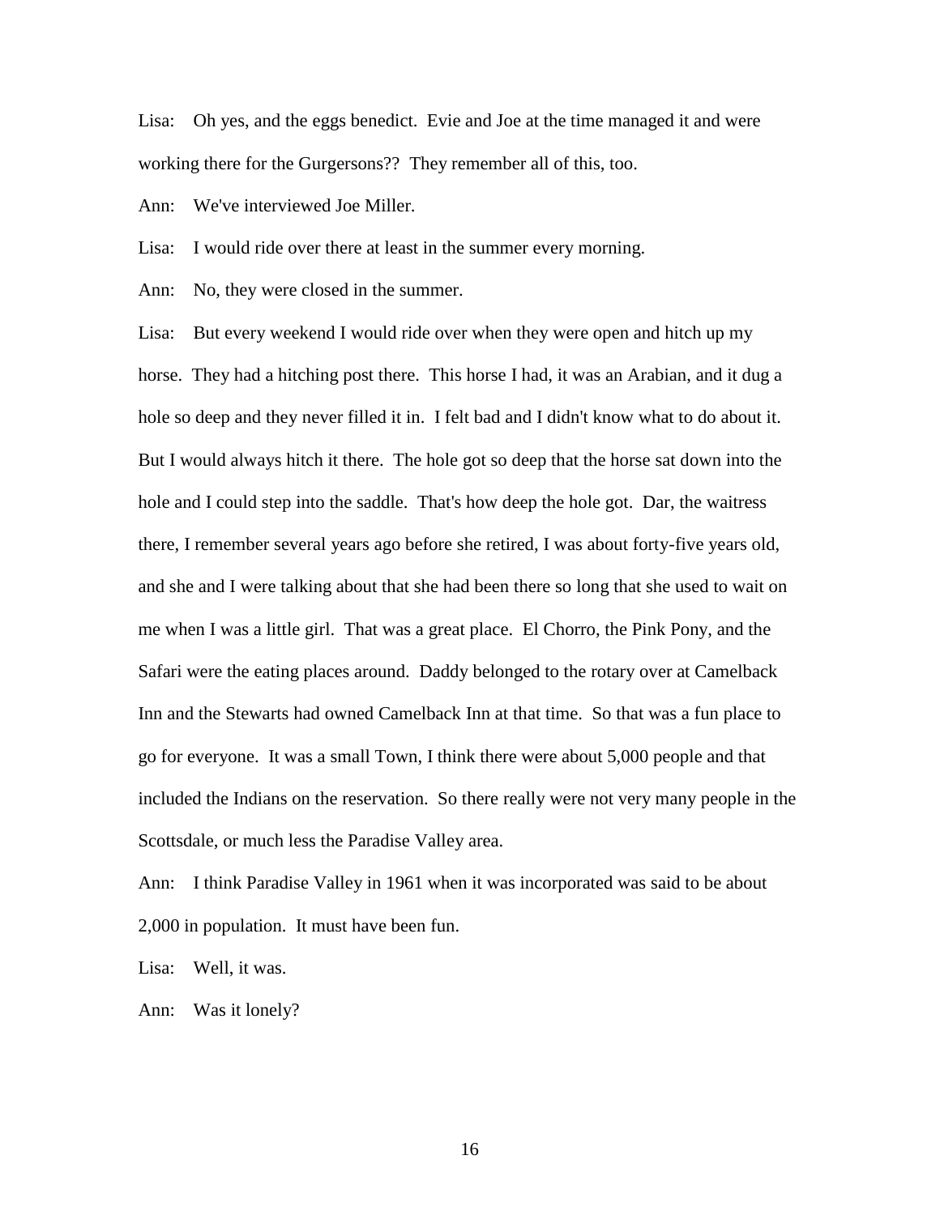Lisa: Oh yes, and the eggs benedict. Evie and Joe at the time managed it and were working there for the Gurgersons?? They remember all of this, too.

Ann: We've interviewed Joe Miller.

Lisa: I would ride over there at least in the summer every morning.

Ann: No, they were closed in the summer.

Lisa: But every weekend I would ride over when they were open and hitch up my horse. They had a hitching post there. This horse I had, it was an Arabian, and it dug a hole so deep and they never filled it in. I felt bad and I didn't know what to do about it. But I would always hitch it there. The hole got so deep that the horse sat down into the hole and I could step into the saddle. That's how deep the hole got. Dar, the waitress there, I remember several years ago before she retired, I was about forty-five years old, and she and I were talking about that she had been there so long that she used to wait on me when I was a little girl. That was a great place. El Chorro, the Pink Pony, and the Safari were the eating places around. Daddy belonged to the rotary over at Camelback Inn and the Stewarts had owned Camelback Inn at that time. So that was a fun place to go for everyone. It was a small Town, I think there were about 5,000 people and that included the Indians on the reservation. So there really were not very many people in the Scottsdale, or much less the Paradise Valley area.

Ann: I think Paradise Valley in 1961 when it was incorporated was said to be about 2,000 in population. It must have been fun.

Lisa: Well, it was.

Ann: Was it lonely?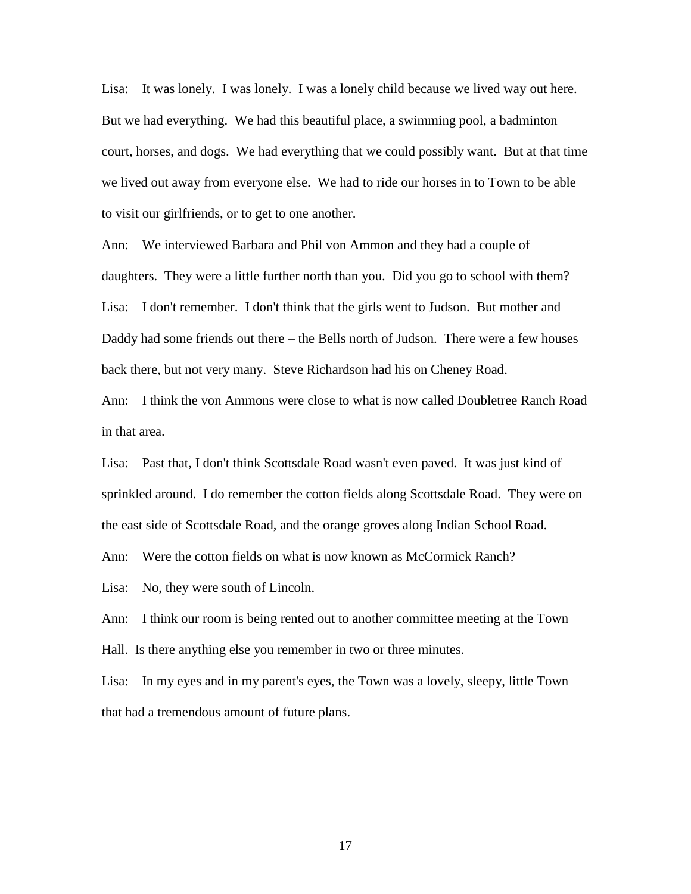Lisa: It was lonely. I was lonely. I was a lonely child because we lived way out here. But we had everything. We had this beautiful place, a swimming pool, a badminton court, horses, and dogs. We had everything that we could possibly want. But at that time we lived out away from everyone else. We had to ride our horses in to Town to be able to visit our girlfriends, or to get to one another.

Ann: We interviewed Barbara and Phil von Ammon and they had a couple of daughters. They were a little further north than you. Did you go to school with them?

Lisa: I don't remember. I don't think that the girls went to Judson. But mother and Daddy had some friends out there – the Bells north of Judson. There were a few houses back there, but not very many. Steve Richardson had his on Cheney Road.

Ann: I think the von Ammons were close to what is now called Doubletree Ranch Road in that area.

Lisa: Past that, I don't think Scottsdale Road wasn't even paved. It was just kind of sprinkled around. I do remember the cotton fields along Scottsdale Road. They were on the east side of Scottsdale Road, and the orange groves along Indian School Road.

Ann: Were the cotton fields on what is now known as McCormick Ranch?

Lisa: No, they were south of Lincoln.

Ann: I think our room is being rented out to another committee meeting at the Town Hall. Is there anything else you remember in two or three minutes.

Lisa: In my eyes and in my parent's eyes, the Town was a lovely, sleepy, little Town that had a tremendous amount of future plans.